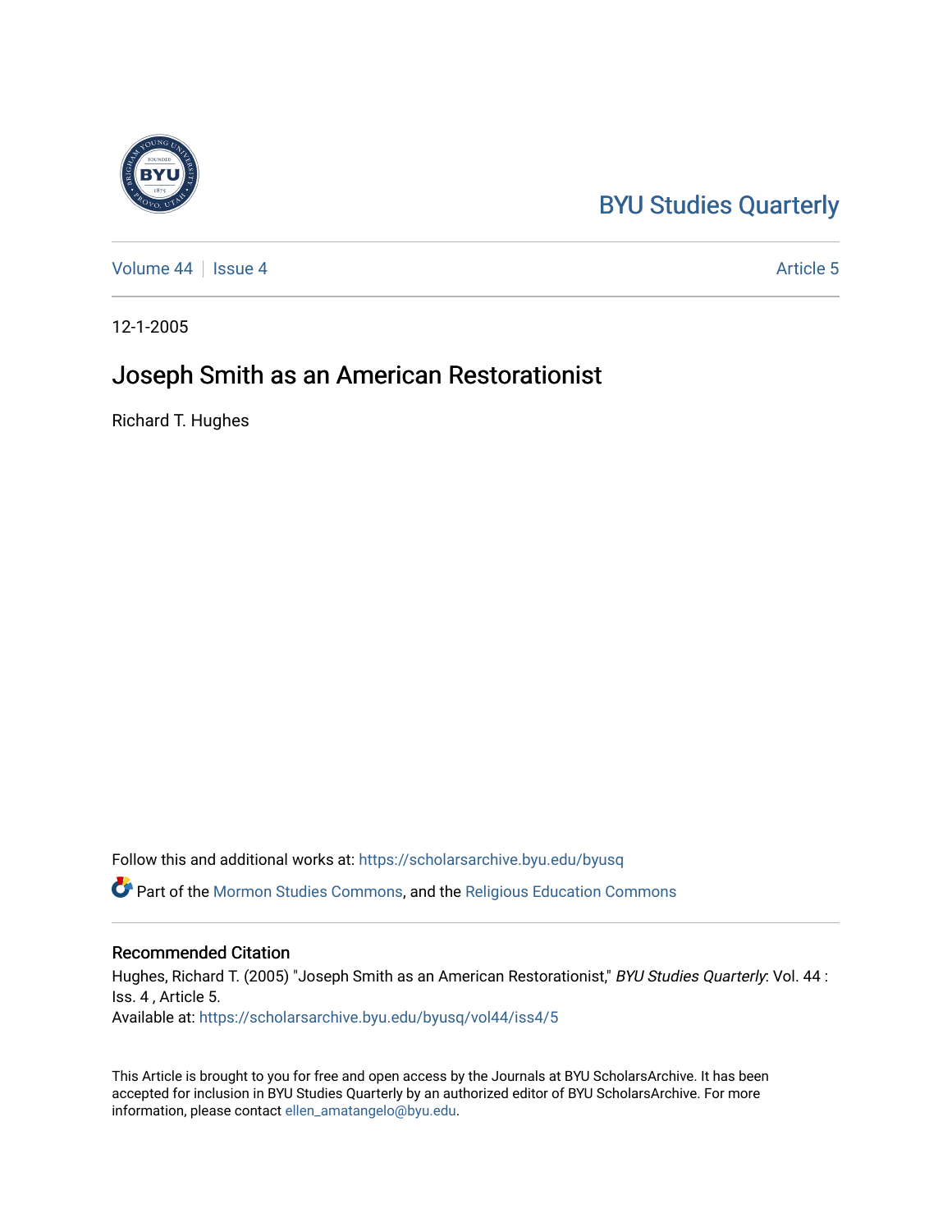BYU Studies Quarterly

Volume 44 | Issue 4 | Article 5

12-1-2005

# Joseph Smith as an American Restorationist

Richard T. Hughes

Follow this and additional works at: https://scholarsarchive.byu.edu/byusq

Part of the Mormon Studies Commons, and the Religious Education Commons

## Recommended Citation

Hughes, Richard T. (2005) "Joseph Smith as an American Restorationist," *BYU Studies Quarterly*: Vol. 44 : Iss. 4 , Article 5.
Available at: https://scholarsarchive.byu.edu/byusq/vol44/iss4/5

This Article is brought to you for free and open access by the Journals at BYU ScholarsArchive. It has been accepted for inclusion in BYU Studies Quarterly by an authorized editor of BYU ScholarsArchive. For more information, please contact ellen_amatangelo@byu.edu.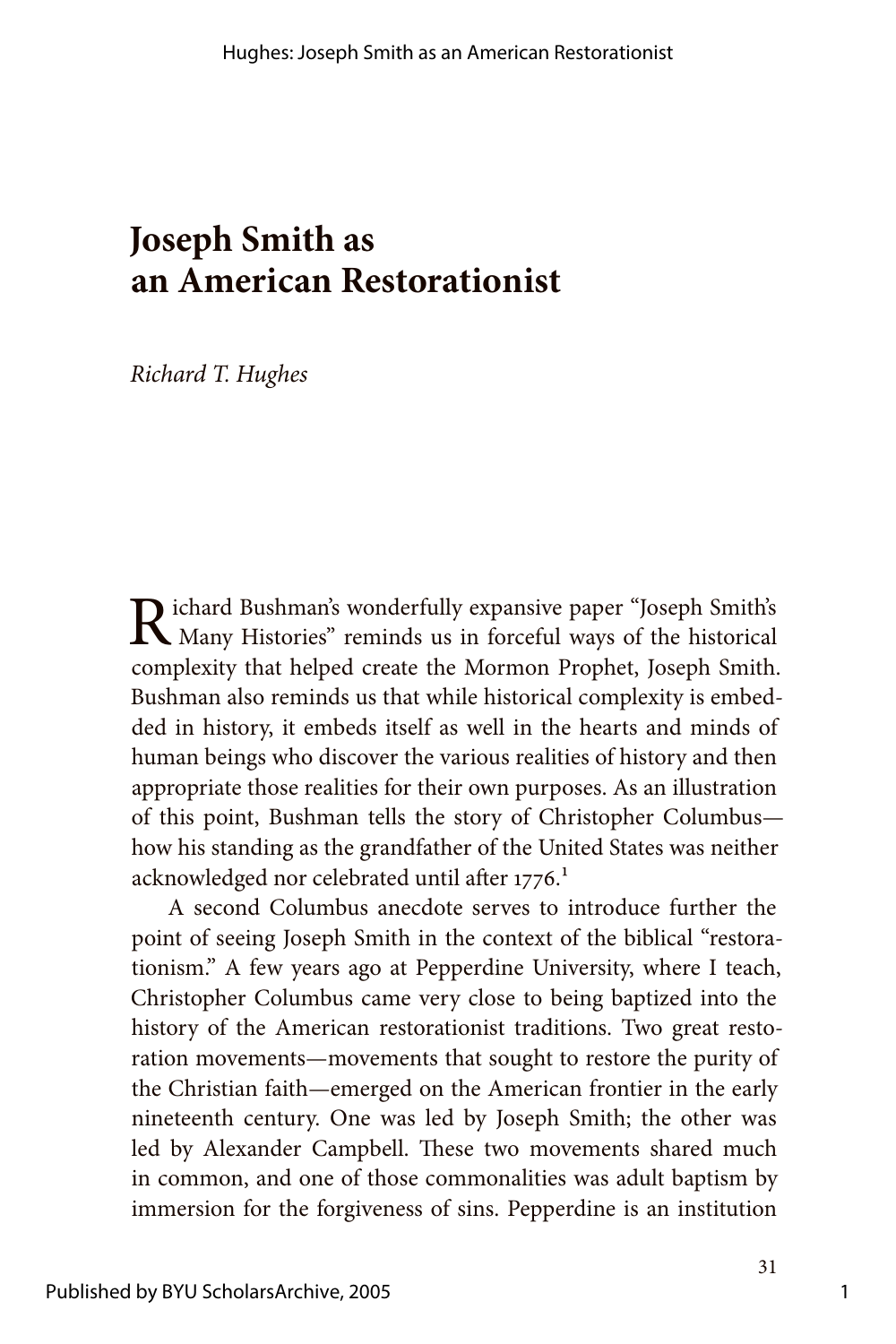# Joseph Smith as an American Restorationist

*Richard T. Hughes*

Richard Bushman's wonderfully expansive paper "Joseph Smith's Many Histories" reminds us in forceful ways of the historical complexity that helped create the Mormon Prophet, Joseph Smith. Bushman also reminds us that while historical complexity is embedded in history, it embeds itself as well in the hearts and minds of human beings who discover the various realities of history and then appropriate those realities for their own purposes. As an illustration of this point, Bushman tells the story of Christopher Columbus—how his standing as the grandfather of the United States was neither acknowledged nor celebrated until after 1776.[1]

A second Columbus anecdote serves to introduce further the point of seeing Joseph Smith in the context of the biblical "restorationism." A few years ago at Pepperdine University, where I teach, Christopher Columbus came very close to being baptized into the history of the American restorationist traditions. Two great restoration movements—movements that sought to restore the purity of the Christian faith—emerged on the American frontier in the early nineteenth century. One was led by Joseph Smith; the other was led by Alexander Campbell. These two movements shared much in common, and one of those commonalities was adult baptism by immersion for the forgiveness of sins. Pepperdine is an institution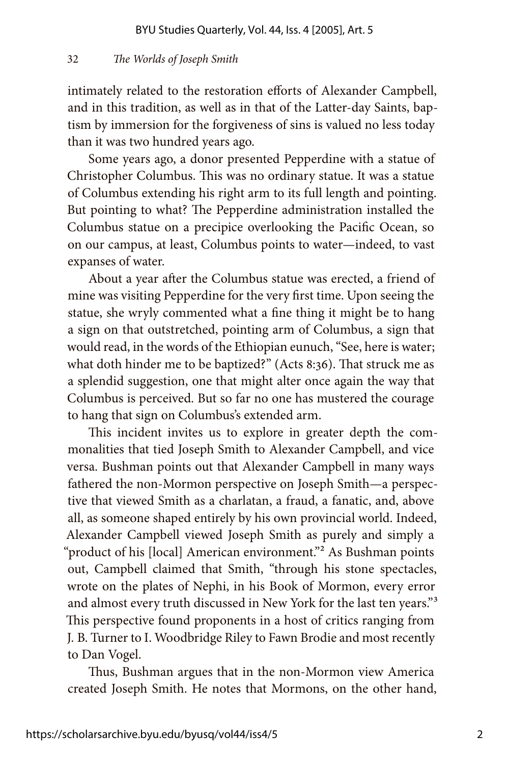intimately related to the restoration efforts of Alexander Campbell, and in this tradition, as well as in that of the Latter-day Saints, baptism by immersion for the forgiveness of sins is valued no less today than it was two hundred years ago.

Some years ago, a donor presented Pepperdine with a statue of Christopher Columbus. This was no ordinary statue. It was a statue of Columbus extending his right arm to its full length and pointing. But pointing to what? The Pepperdine administration installed the Columbus statue on a precipice overlooking the Pacific Ocean, so on our campus, at least, Columbus points to water—indeed, to vast expanses of water.

About a year after the Columbus statue was erected, a friend of mine was visiting Pepperdine for the very first time. Upon seeing the statue, she wryly commented what a fine thing it might be to hang a sign on that outstretched, pointing arm of Columbus, a sign that would read, in the words of the Ethiopian eunuch, "See, here is water; what doth hinder me to be baptized?" (Acts 8:36). That struck me as a splendid suggestion, one that might alter once again the way that Columbus is perceived. But so far no one has mustered the courage to hang that sign on Columbus's extended arm.

This incident invites us to explore in greater depth the commonalities that tied Joseph Smith to Alexander Campbell, and vice versa. Bushman points out that Alexander Campbell in many ways fathered the non-Mormon perspective on Joseph Smith—a perspective that viewed Smith as a charlatan, a fraud, a fanatic, and, above all, as someone shaped entirely by his own provincial world. Indeed, Alexander Campbell viewed Joseph Smith as purely and simply a "product of his [local] American environment."[2] As Bushman points out, Campbell claimed that Smith, "through his stone spectacles, wrote on the plates of Nephi, in his Book of Mormon, every error and almost every truth discussed in New York for the last ten years."[3] This perspective found proponents in a host of critics ranging from J. B. Turner to I. Woodbridge Riley to Fawn Brodie and most recently to Dan Vogel.

Thus, Bushman argues that in the non-Mormon view America created Joseph Smith. He notes that Mormons, on the other hand,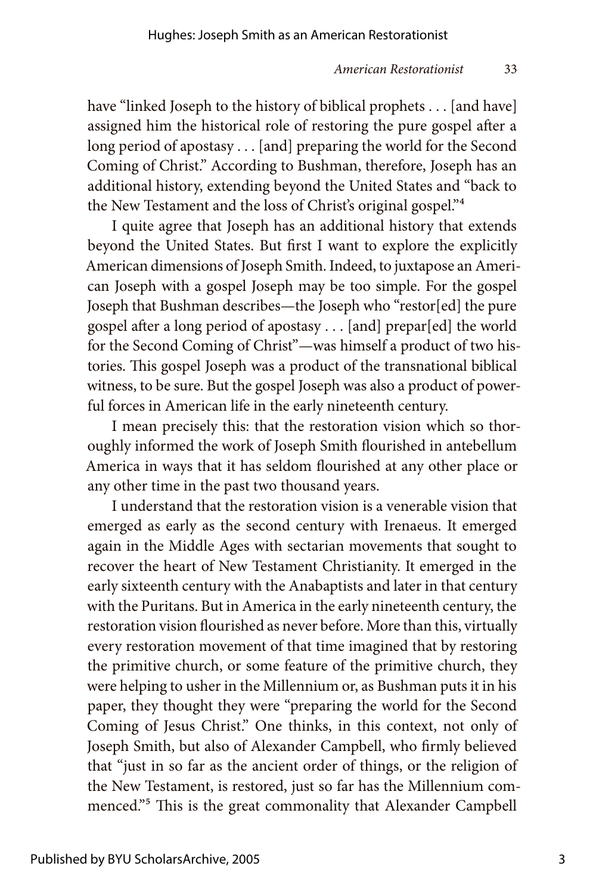have "linked Joseph to the history of biblical prophets . . . [and have] assigned him the historical role of restoring the pure gospel after a long period of apostasy . . . [and] preparing the world for the Second Coming of Christ." According to Bushman, therefore, Joseph has an additional history, extending beyond the United States and "back to the New Testament and the loss of Christ's original gospel."[4]

I quite agree that Joseph has an additional history that extends beyond the United States. But first I want to explore the explicitly American dimensions of Joseph Smith. Indeed, to juxtapose an American Joseph with a gospel Joseph may be too simple. For the gospel Joseph that Bushman describes—the Joseph who "restor[ed] the pure gospel after a long period of apostasy . . . [and] prepar[ed] the world for the Second Coming of Christ"—was himself a product of two histories. This gospel Joseph was a product of the transnational biblical witness, to be sure. But the gospel Joseph was also a product of powerful forces in American life in the early nineteenth century.

I mean precisely this: that the restoration vision which so thoroughly informed the work of Joseph Smith flourished in antebellum America in ways that it has seldom flourished at any other place or any other time in the past two thousand years.

I understand that the restoration vision is a venerable vision that emerged as early as the second century with Irenaeus. It emerged again in the Middle Ages with sectarian movements that sought to recover the heart of New Testament Christianity. It emerged in the early sixteenth century with the Anabaptists and later in that century with the Puritans. But in America in the early nineteenth century, the restoration vision flourished as never before. More than this, virtually every restoration movement of that time imagined that by restoring the primitive church, or some feature of the primitive church, they were helping to usher in the Millennium or, as Bushman puts it in his paper, they thought they were "preparing the world for the Second Coming of Jesus Christ." One thinks, in this context, not only of Joseph Smith, but also of Alexander Campbell, who firmly believed that "just in so far as the ancient order of things, or the religion of the New Testament, is restored, just so far has the Millennium commenced."[5] This is the great commonality that Alexander Campbell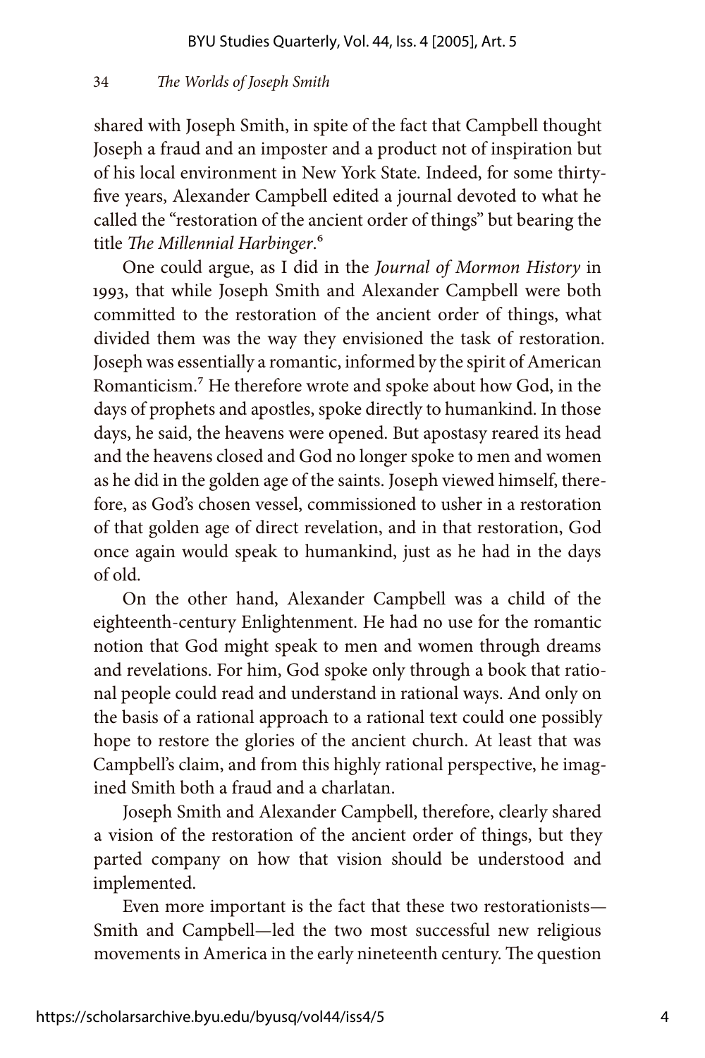shared with Joseph Smith, in spite of the fact that Campbell thought Joseph a fraud and an imposter and a product not of inspiration but of his local environment in New York State. Indeed, for some thirty-five years, Alexander Campbell edited a journal devoted to what he called the "restoration of the ancient order of things" but bearing the title *The Millennial Harbinger*.[6]

One could argue, as I did in the *Journal of Mormon History* in 1993, that while Joseph Smith and Alexander Campbell were both committed to the restoration of the ancient order of things, what divided them was the way they envisioned the task of restoration. Joseph was essentially a romantic, informed by the spirit of American Romanticism.[7] He therefore wrote and spoke about how God, in the days of prophets and apostles, spoke directly to humankind. In those days, he said, the heavens were opened. But apostasy reared its head and the heavens closed and God no longer spoke to men and women as he did in the golden age of the saints. Joseph viewed himself, therefore, as God's chosen vessel, commissioned to usher in a restoration of that golden age of direct revelation, and in that restoration, God once again would speak to humankind, just as he had in the days of old.

On the other hand, Alexander Campbell was a child of the eighteenth-century Enlightenment. He had no use for the romantic notion that God might speak to men and women through dreams and revelations. For him, God spoke only through a book that rational people could read and understand in rational ways. And only on the basis of a rational approach to a rational text could one possibly hope to restore the glories of the ancient church. At least that was Campbell's claim, and from this highly rational perspective, he imagined Smith both a fraud and a charlatan.

Joseph Smith and Alexander Campbell, therefore, clearly shared a vision of the restoration of the ancient order of things, but they parted company on how that vision should be understood and implemented.

Even more important is the fact that these two restorationists—Smith and Campbell—led the two most successful new religious movements in America in the early nineteenth century. The question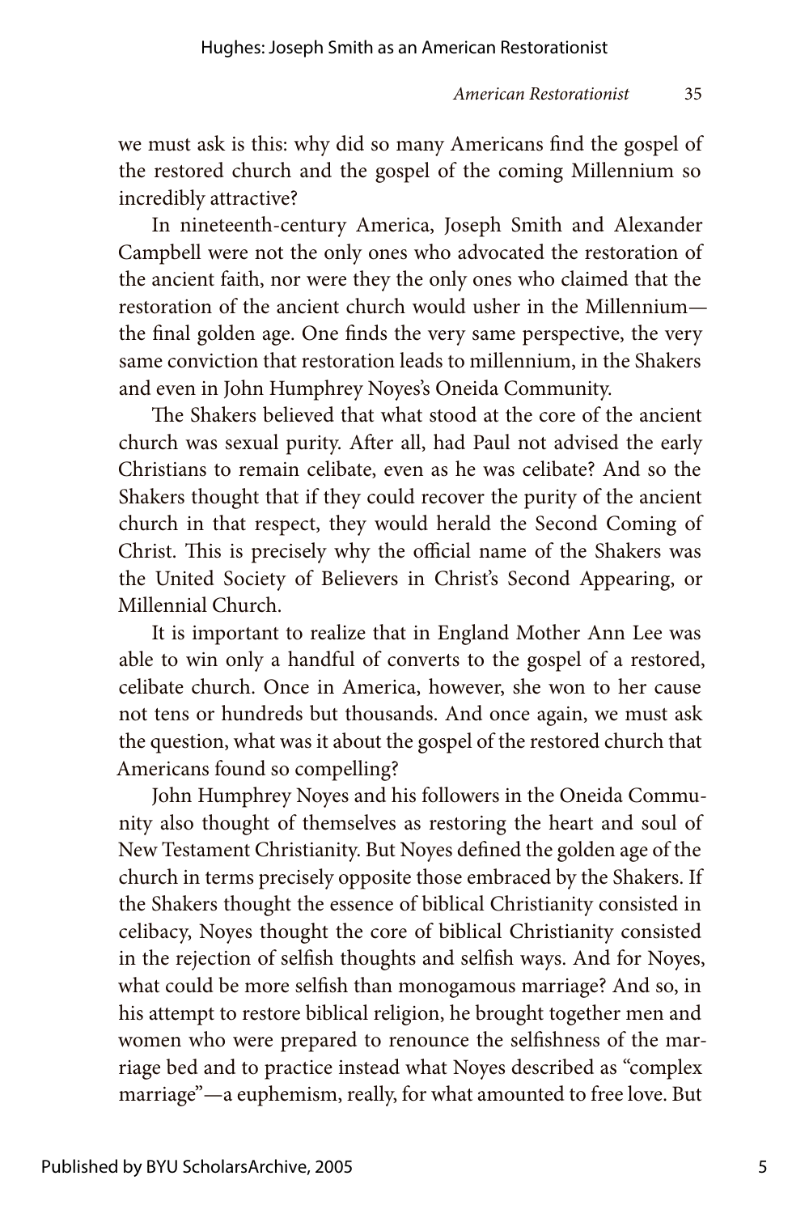we must ask is this: why did so many Americans find the gospel of the restored church and the gospel of the coming Millennium so incredibly attractive?

In nineteenth-century America, Joseph Smith and Alexander Campbell were not the only ones who advocated the restoration of the ancient faith, nor were they the only ones who claimed that the restoration of the ancient church would usher in the Millennium—the final golden age. One finds the very same perspective, the very same conviction that restoration leads to millennium, in the Shakers and even in John Humphrey Noyes's Oneida Community.

The Shakers believed that what stood at the core of the ancient church was sexual purity. After all, had Paul not advised the early Christians to remain celibate, even as he was celibate? And so the Shakers thought that if they could recover the purity of the ancient church in that respect, they would herald the Second Coming of Christ. This is precisely why the official name of the Shakers was the United Society of Believers in Christ's Second Appearing, or Millennial Church.

It is important to realize that in England Mother Ann Lee was able to win only a handful of converts to the gospel of a restored, celibate church. Once in America, however, she won to her cause not tens or hundreds but thousands. And once again, we must ask the question, what was it about the gospel of the restored church that Americans found so compelling?

John Humphrey Noyes and his followers in the Oneida Community also thought of themselves as restoring the heart and soul of New Testament Christianity. But Noyes defined the golden age of the church in terms precisely opposite those embraced by the Shakers. If the Shakers thought the essence of biblical Christianity consisted in celibacy, Noyes thought the core of biblical Christianity consisted in the rejection of selfish thoughts and selfish ways. And for Noyes, what could be more selfish than monogamous marriage? And so, in his attempt to restore biblical religion, he brought together men and women who were prepared to renounce the selfishness of the marriage bed and to practice instead what Noyes described as "complex marriage"—a euphemism, really, for what amounted to free love. But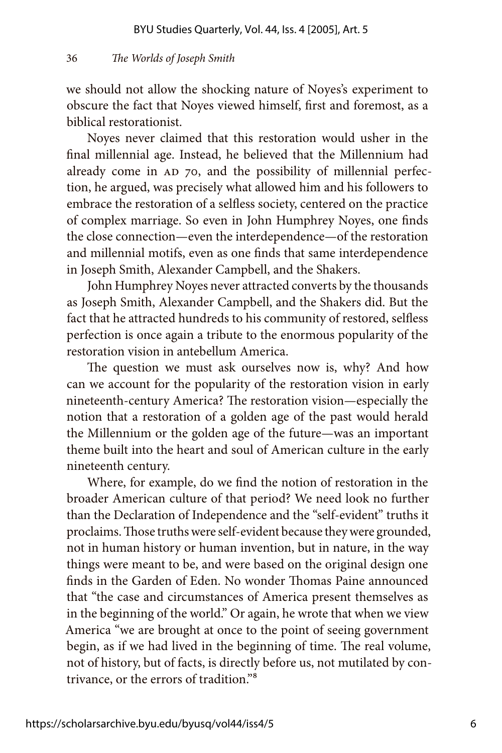we should not allow the shocking nature of Noyes's experiment to obscure the fact that Noyes viewed himself, first and foremost, as a biblical restorationist.

Noyes never claimed that this restoration would usher in the final millennial age. Instead, he believed that the Millennium had already come in AD 70, and the possibility of millennial perfection, he argued, was precisely what allowed him and his followers to embrace the restoration of a selfless society, centered on the practice of complex marriage. So even in John Humphrey Noyes, one finds the close connection—even the interdependence—of the restoration and millennial motifs, even as one finds that same interdependence in Joseph Smith, Alexander Campbell, and the Shakers.

John Humphrey Noyes never attracted converts by the thousands as Joseph Smith, Alexander Campbell, and the Shakers did. But the fact that he attracted hundreds to his community of restored, selfless perfection is once again a tribute to the enormous popularity of the restoration vision in antebellum America.

The question we must ask ourselves now is, why? And how can we account for the popularity of the restoration vision in early nineteenth-century America? The restoration vision—especially the notion that a restoration of a golden age of the past would herald the Millennium or the golden age of the future—was an important theme built into the heart and soul of American culture in the early nineteenth century.

Where, for example, do we find the notion of restoration in the broader American culture of that period? We need look no further than the Declaration of Independence and the "self-evident" truths it proclaims. Those truths were self-evident because they were grounded, not in human history or human invention, but in nature, in the way things were meant to be, and were based on the original design one finds in the Garden of Eden. No wonder Thomas Paine announced that "the case and circumstances of America present themselves as in the beginning of the world." Or again, he wrote that when we view America "we are brought at once to the point of seeing government begin, as if we had lived in the beginning of time. The real volume, not of history, but of facts, is directly before us, not mutilated by contrivance, or the errors of tradition."[8]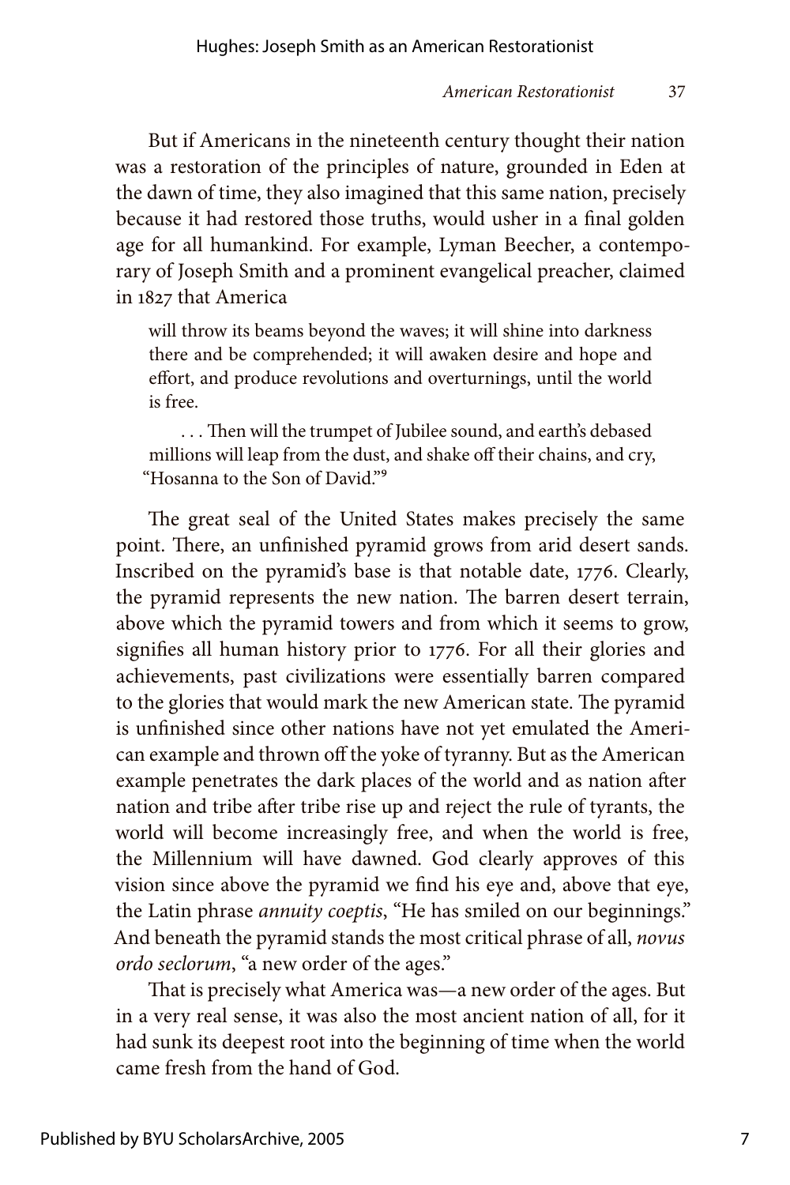But if Americans in the nineteenth century thought their nation was a restoration of the principles of nature, grounded in Eden at the dawn of time, they also imagined that this same nation, precisely because it had restored those truths, would usher in a final golden age for all humankind. For example, Lyman Beecher, a contemporary of Joseph Smith and a prominent evangelical preacher, claimed in 1827 that America

> will throw its beams beyond the waves; it will shine into darkness there and be comprehended; it will awaken desire and hope and effort, and produce revolutions and overturnings, until the world is free.
>
> . . . Then will the trumpet of Jubilee sound, and earth's debased millions will leap from the dust, and shake off their chains, and cry, "Hosanna to the Son of David."[9]

The great seal of the United States makes precisely the same point. There, an unfinished pyramid grows from arid desert sands. Inscribed on the pyramid's base is that notable date, 1776. Clearly, the pyramid represents the new nation. The barren desert terrain, above which the pyramid towers and from which it seems to grow, signifies all human history prior to 1776. For all their glories and achievements, past civilizations were essentially barren compared to the glories that would mark the new American state. The pyramid is unfinished since other nations have not yet emulated the American example and thrown off the yoke of tyranny. But as the American example penetrates the dark places of the world and as nation after nation and tribe after tribe rise up and reject the rule of tyrants, the world will become increasingly free, and when the world is free, the Millennium will have dawned. God clearly approves of this vision since above the pyramid we find his eye and, above that eye, the Latin phrase *annuity coeptis*, "He has smiled on our beginnings." And beneath the pyramid stands the most critical phrase of all, *novus ordo seclorum*, "a new order of the ages."

That is precisely what America was—a new order of the ages. But in a very real sense, it was also the most ancient nation of all, for it had sunk its deepest root into the beginning of time when the world came fresh from the hand of God.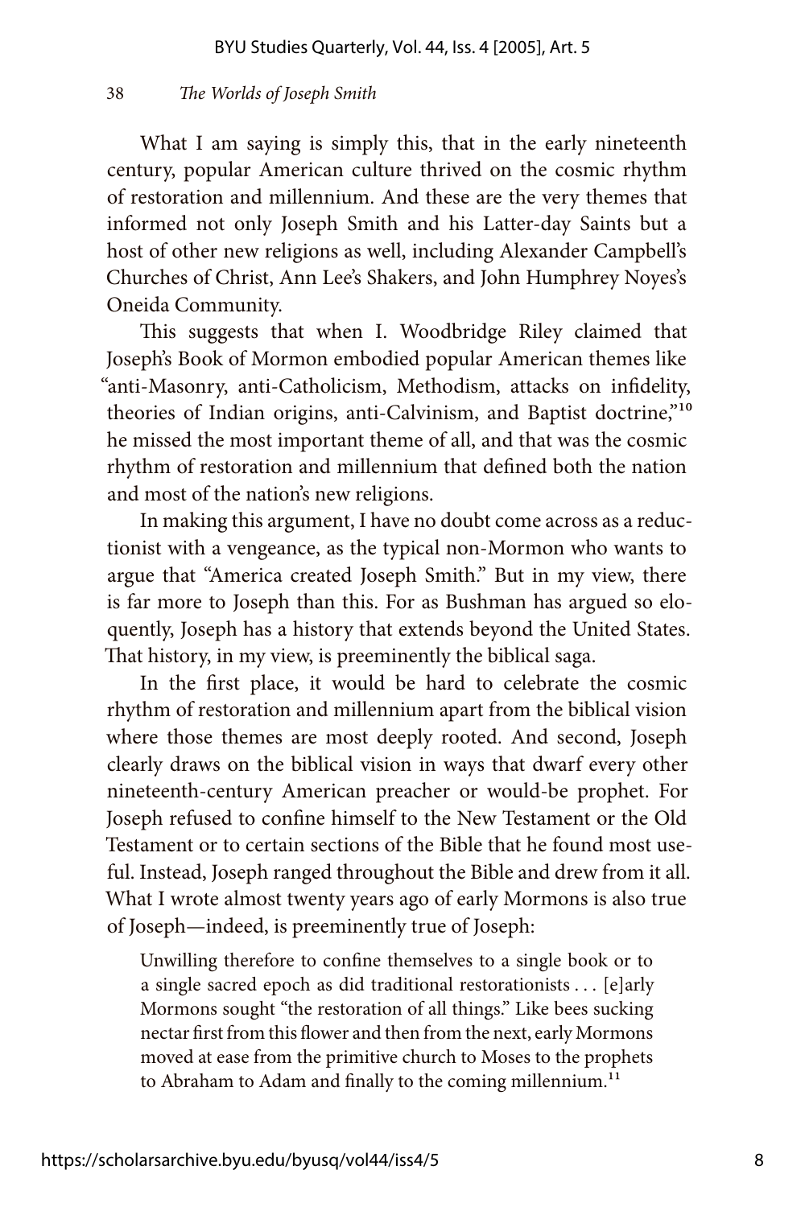What I am saying is simply this, that in the early nineteenth century, popular American culture thrived on the cosmic rhythm of restoration and millennium. And these are the very themes that informed not only Joseph Smith and his Latter-day Saints but a host of other new religions as well, including Alexander Campbell's Churches of Christ, Ann Lee's Shakers, and John Humphrey Noyes's Oneida Community.

This suggests that when I. Woodbridge Riley claimed that Joseph's Book of Mormon embodied popular American themes like "anti-Masonry, anti-Catholicism, Methodism, attacks on infidelity, theories of Indian origins, anti-Calvinism, and Baptist doctrine,"[10] he missed the most important theme of all, and that was the cosmic rhythm of restoration and millennium that defined both the nation and most of the nation's new religions.

In making this argument, I have no doubt come across as a reductionist with a vengeance, as the typical non-Mormon who wants to argue that "America created Joseph Smith." But in my view, there is far more to Joseph than this. For as Bushman has argued so eloquently, Joseph has a history that extends beyond the United States. That history, in my view, is preeminently the biblical saga.

In the first place, it would be hard to celebrate the cosmic rhythm of restoration and millennium apart from the biblical vision where those themes are most deeply rooted. And second, Joseph clearly draws on the biblical vision in ways that dwarf every other nineteenth-century American preacher or would-be prophet. For Joseph refused to confine himself to the New Testament or the Old Testament or to certain sections of the Bible that he found most useful. Instead, Joseph ranged throughout the Bible and drew from it all. What I wrote almost twenty years ago of early Mormons is also true of Joseph—indeed, is preeminently true of Joseph:

> Unwilling therefore to confine themselves to a single book or to a single sacred epoch as did traditional restorationists . . . [e]arly Mormons sought "the restoration of all things." Like bees sucking nectar first from this flower and then from the next, early Mormons moved at ease from the primitive church to Moses to the prophets to Abraham to Adam and finally to the coming millennium.[11]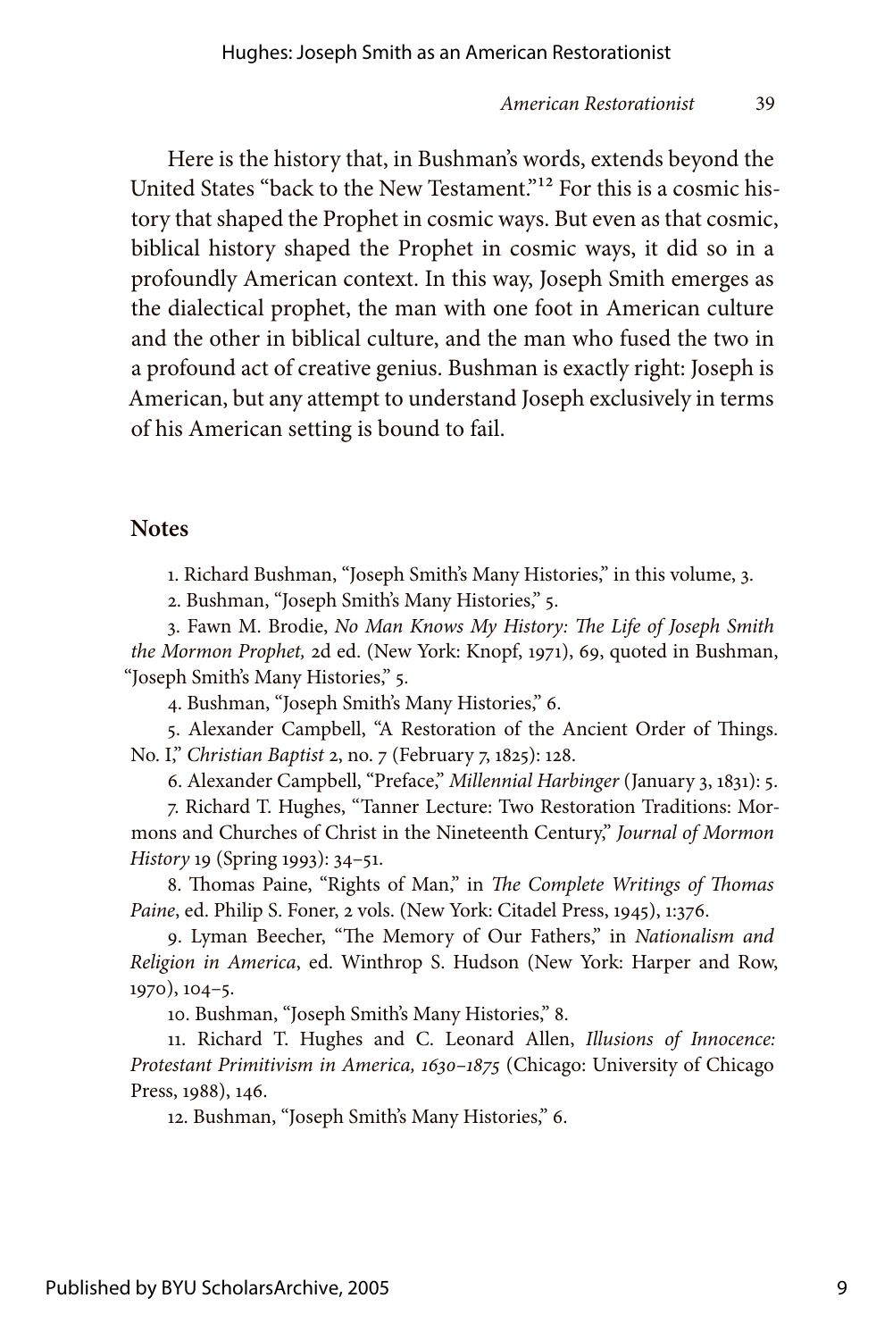Here is the history that, in Bushman's words, extends beyond the United States "back to the New Testament."[12] For this is a cosmic history that shaped the Prophet in cosmic ways. But even as that cosmic, biblical history shaped the Prophet in cosmic ways, it did so in a profoundly American context. In this way, Joseph Smith emerges as the dialectical prophet, the man with one foot in American culture and the other in biblical culture, and the man who fused the two in a profound act of creative genius. Bushman is exactly right: Joseph is American, but any attempt to understand Joseph exclusively in terms of his American setting is bound to fail.

## Notes

1. Richard Bushman, "Joseph Smith's Many Histories," in this volume, 3.

2. Bushman, "Joseph Smith's Many Histories," 5.

3. Fawn M. Brodie, *No Man Knows My History: The Life of Joseph Smith the Mormon Prophet,* 2d ed. (New York: Knopf, 1971), 69, quoted in Bushman, "Joseph Smith's Many Histories," 5.

4. Bushman, "Joseph Smith's Many Histories," 6.

5. Alexander Campbell, "A Restoration of the Ancient Order of Things. No. I," *Christian Baptist* 2, no. 7 (February 7, 1825): 128.

6. Alexander Campbell, "Preface," *Millennial Harbinger* (January 3, 1831): 5.

7. Richard T. Hughes, "Tanner Lecture: Two Restoration Traditions: Mormons and Churches of Christ in the Nineteenth Century," *Journal of Mormon History* 19 (Spring 1993): 34–51.

8. Thomas Paine, "Rights of Man," in *The Complete Writings of Thomas Paine*, ed. Philip S. Foner, 2 vols. (New York: Citadel Press, 1945), 1:376.

9. Lyman Beecher, "The Memory of Our Fathers," in *Nationalism and Religion in America*, ed. Winthrop S. Hudson (New York: Harper and Row, 1970), 104–5.

10. Bushman, "Joseph Smith's Many Histories," 8.

11. Richard T. Hughes and C. Leonard Allen, *Illusions of Innocence: Protestant Primitivism in America, 1630–1875* (Chicago: University of Chicago Press, 1988), 146.

12. Bushman, "Joseph Smith's Many Histories," 6.